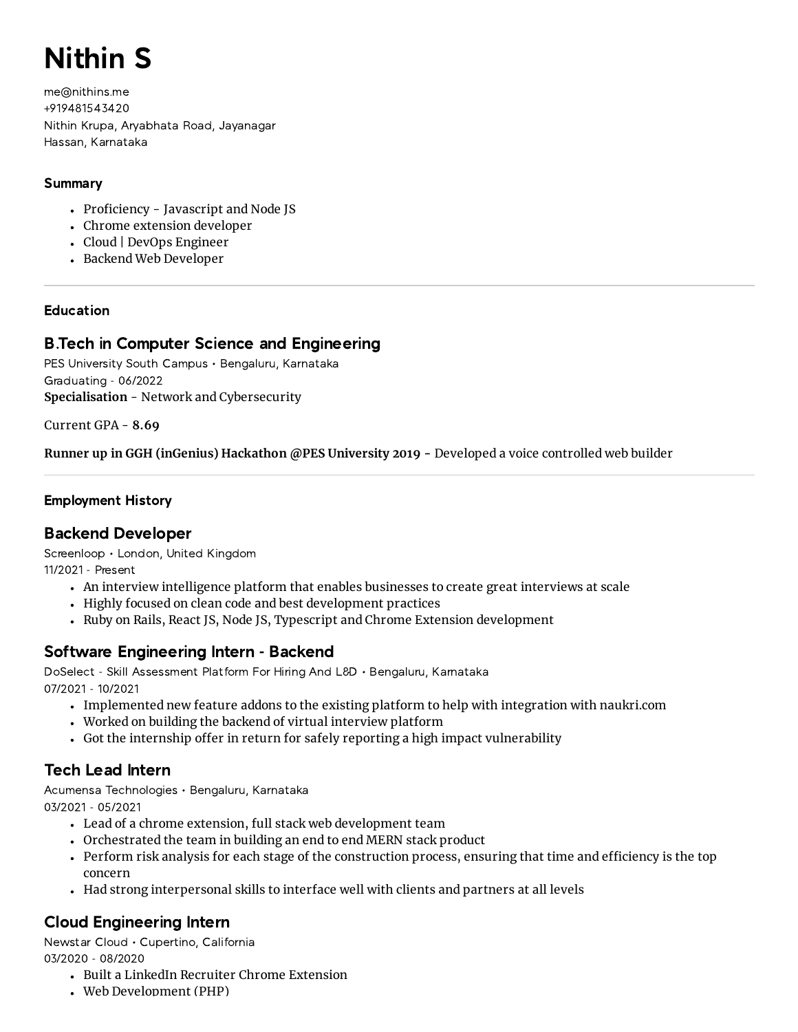# Nithin S

me@nithins.me
+919481543420
Nithin Krupa, Aryabhata Road, Jayanagar
Hassan, Karnataka

### Summary

- Proficiency - Javascript and Node JS
- Chrome extension developer
- Cloud | DevOps Engineer
- Backend Web Developer

---

### Education

## B.Tech in Computer Science and Engineering

PES University South Campus • Bengaluru, Karnataka
Graduating - 06/2022
**Specialisation** - Network and Cybersecurity

Current GPA - **8.69**

**Runner up in GGH (inGenius) Hackathon @PES University 2019 -** Developed a voice controlled web builder

---

### Employment History

## Backend Developer

Screenloop • London, United Kingdom
11/2021 - Present

- An interview intelligence platform that enables businesses to create great interviews at scale
- Highly focused on clean code and best development practices
- Ruby on Rails, React JS, Node JS, Typescript and Chrome Extension development

## Software Engineering Intern - Backend

DoSelect - Skill Assessment Platform For Hiring And L&D • Bengaluru, Karnataka
07/2021 - 10/2021

- Implemented new feature addons to the existing platform to help with integration with naukri.com
- Worked on building the backend of virtual interview platform
- Got the internship offer in return for safely reporting a high impact vulnerability

## Tech Lead Intern

Acumensa Technologies • Bengaluru, Karnataka
03/2021 - 05/2021

- Lead of a chrome extension, full stack web development team
- Orchestrated the team in building an end to end MERN stack product
- Perform risk analysis for each stage of the construction process, ensuring that time and efficiency is the top concern
- Had strong interpersonal skills to interface well with clients and partners at all levels

## Cloud Engineering Intern

Newstar Cloud • Cupertino, California
03/2020 - 08/2020

- Built a LinkedIn Recruiter Chrome Extension
- Web Development (PHP)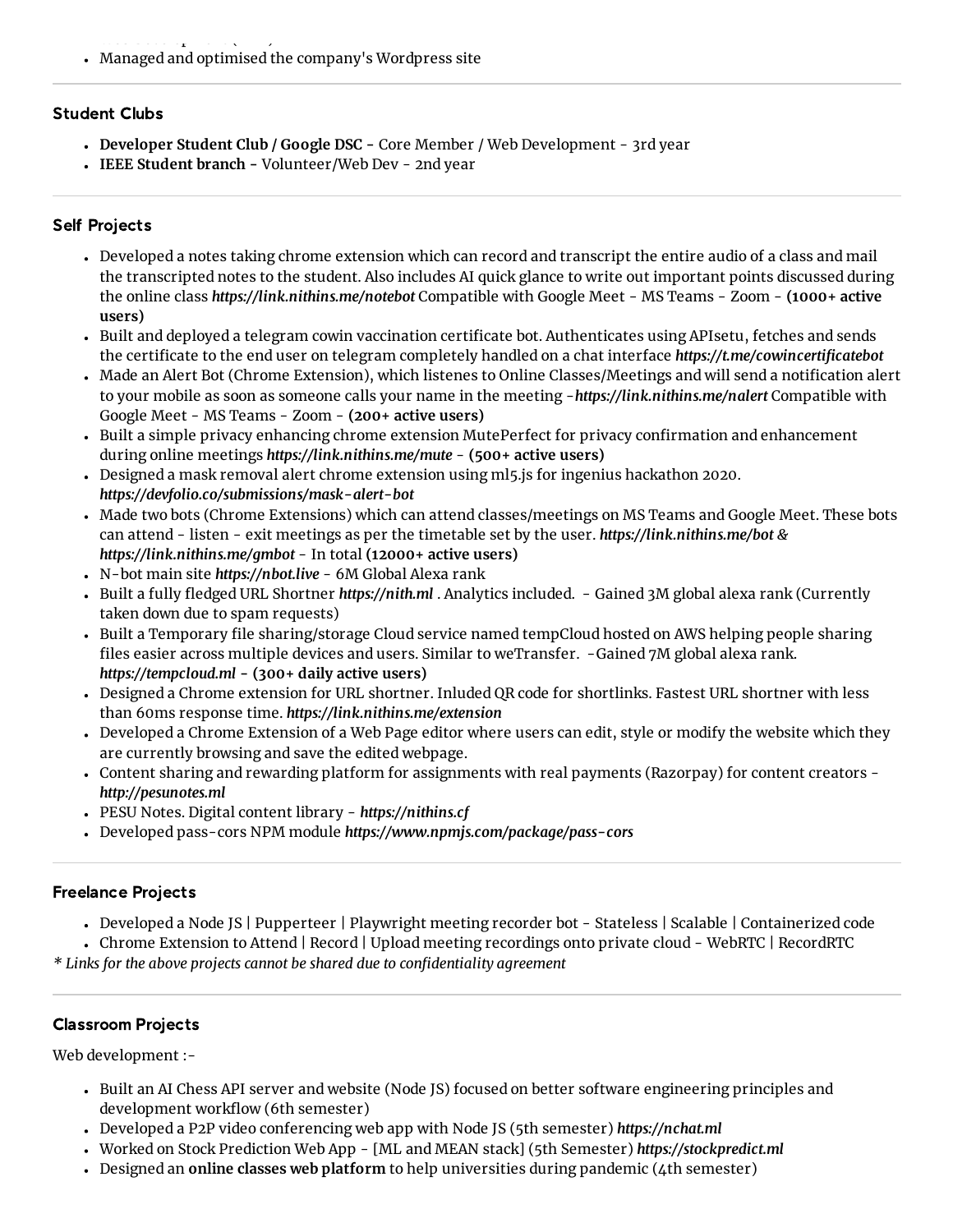- Managed and optimised the company's Wordpress site

---

### Student Clubs

- **Developer Student Club / Google DSC** - Core Member / Web Development - 3rd year
- **IEEE Student branch** - Volunteer/Web Dev - 2nd year

---

### Self Projects

- Developed a notes taking chrome extension which can record and transcript the entire audio of a class and mail the transcripted notes to the student. Also includes AI quick glance to write out important points discussed during the online class ***https://link.nithins.me/notebot*** Compatible with Google Meet - MS Teams - Zoom - **(1000+ active users)**
- Built and deployed a telegram cowin vaccination certificate bot. Authenticates using APIsetu, fetches and sends the certificate to the end user on telegram completely handled on a chat interface ***https://t.me/cowincertificatebot***
- Made an Alert Bot (Chrome Extension), which listenes to Online Classes/Meetings and will send a notification alert to your mobile as soon as someone calls your name in the meeting -***https://link.nithins.me/nalert*** Compatible with Google Meet - MS Teams - Zoom - **(200+ active users)**
- Built a simple privacy enhancing chrome extension MutePerfect for privacy confirmation and enhancement during online meetings ***https://link.nithins.me/mute*** - **(500+ active users)**
- Designed a mask removal alert chrome extension using ml5.js for ingenius hackathon 2020. ***https://devfolio.co/submissions/mask-alert-bot***
- Made two bots (Chrome Extensions) which can attend classes/meetings on MS Teams and Google Meet. These bots can attend - listen - exit meetings as per the timetable set by the user. ***https://link.nithins.me/bot & https://link.nithins.me/gmbot*** - In total **(12000+ active users)**
- N-bot main site ***https://nbot.live*** - 6M Global Alexa rank
- Built a fully fledged URL Shortner ***https://nith.ml*** . Analytics included. - Gained 3M global alexa rank (Currently taken down due to spam requests)
- Built a Temporary file sharing/storage Cloud service named tempCloud hosted on AWS helping people sharing files easier across multiple devices and users. Similar to weTransfer. -Gained 7M global alexa rank. ***https://tempcloud.ml*** - **(300+ daily active users)**
- Designed a Chrome extension for URL shortner. Inluded QR code for shortlinks. Fastest URL shortner with less than 60ms response time. ***https://link.nithins.me/extension***
- Developed a Chrome Extension of a Web Page editor where users can edit, style or modify the website which they are currently browsing and save the edited webpage.
- Content sharing and rewarding platform for assignments with real payments (Razorpay) for content creators - ***http://pesunotes.ml***
- PESU Notes. Digital content library - ***https://nithins.cf***
- Developed pass-cors NPM module ***https://www.npmjs.com/package/pass-cors***

---

### Freelance Projects

- Developed a Node JS | Pupperteer | Playwright meeting recorder bot - Stateless | Scalable | Containerized code
- Chrome Extension to Attend | Record | Upload meeting recordings onto private cloud - WebRTC | RecordRTC

*\* Links for the above projects cannot be shared due to confidentiality agreement*

---

### Classroom Projects

Web development :-

- Built an AI Chess API server and website (Node JS) focused on better software engineering principles and development workflow (6th semester)
- Developed a P2P video conferencing web app with Node JS (5th semester) ***https://nchat.ml***
- Worked on Stock Prediction Web App - [ML and MEAN stack] (5th Semester) ***https://stockpredict.ml***
- Designed an **online classes web platform** to help universities during pandemic (4th semester)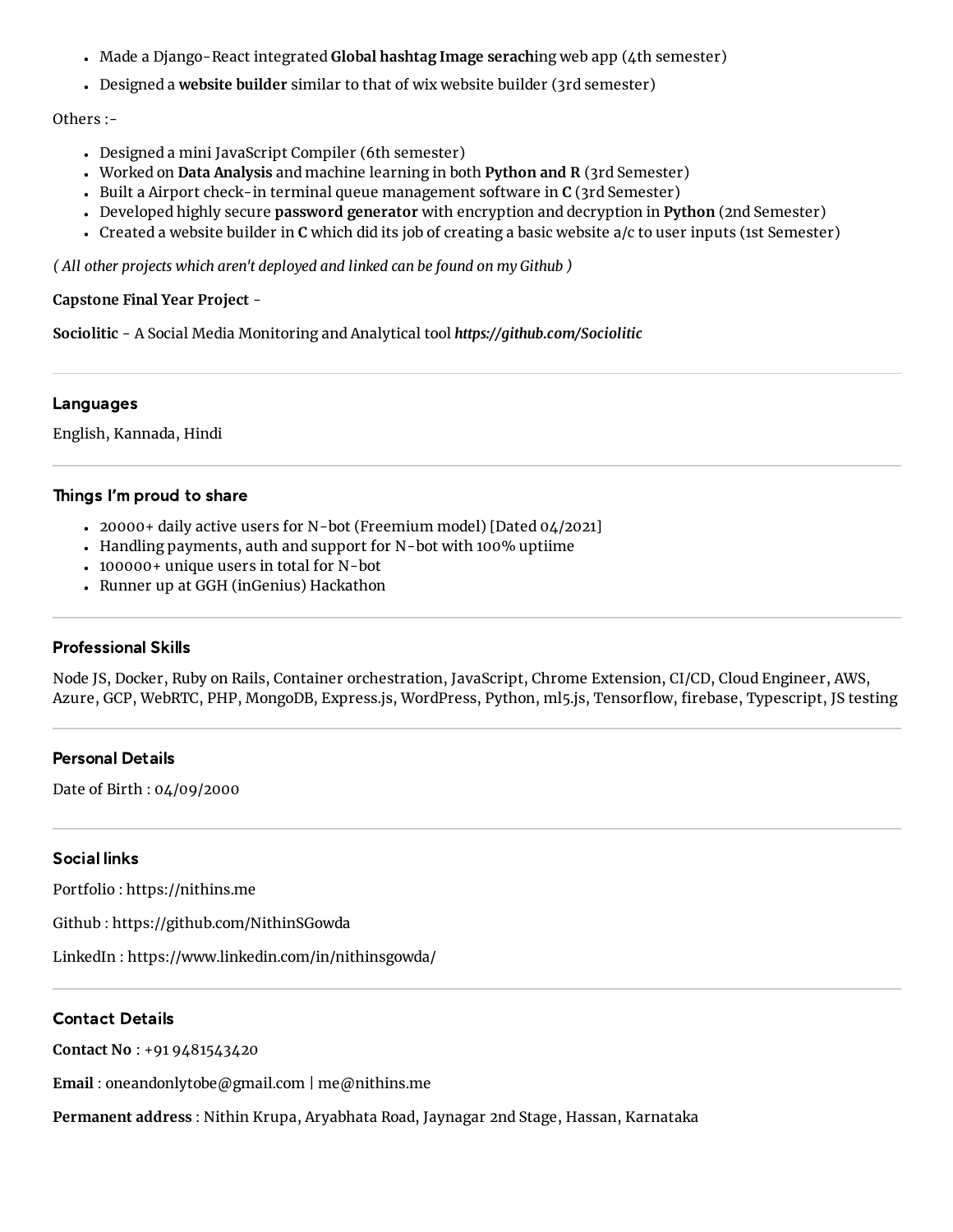- Made a Django-React integrated **Global hashtag Image serach**ing web app (4th semester)
- Designed a **website builder** similar to that of wix website builder (3rd semester)

Others :-

- Designed a mini JavaScript Compiler (6th semester)
- Worked on **Data Analysis** and machine learning in both **Python and R** (3rd Semester)
- Built a Airport check-in terminal queue management software in **C** (3rd Semester)
- Developed highly secure **password generator** with encryption and decryption in **Python** (2nd Semester)
- Created a website builder in **C** which did its job of creating a basic website a/c to user inputs (1st Semester)

*( All other projects which aren't deployed and linked can be found on my Github )*

**Capstone Final Year Project** -

**Sociolitic** - A Social Media Monitoring and Analytical tool ***https://github.com/Sociolitic***

---

### Languages

English, Kannada, Hindi

---

### Things I'm proud to share

- 20000+ daily active users for N-bot (Freemium model) [Dated 04/2021]
- Handling payments, auth and support for N-bot with 100% uptiime
- 100000+ unique users in total for N-bot
- Runner up at GGH (inGenius) Hackathon

---

### Professional Skills

Node JS, Docker, Ruby on Rails, Container orchestration, JavaScript, Chrome Extension, CI/CD, Cloud Engineer, AWS, Azure, GCP, WebRTC, PHP, MongoDB, Express.js, WordPress, Python, ml5.js, Tensorflow, firebase, Typescript, JS testing

---

### Personal Details

Date of Birth : 04/09/2000

---

### Social links

Portfolio : https://nithins.me

Github : https://github.com/NithinSGowda

LinkedIn : https://www.linkedin.com/in/nithinsgowda/

---

### Contact Details

**Contact No** : +91 9481543420

**Email** : oneandonlytobe@gmail.com | me@nithins.me

**Permanent address** : Nithin Krupa, Aryabhata Road, Jaynagar 2nd Stage, Hassan, Karnataka